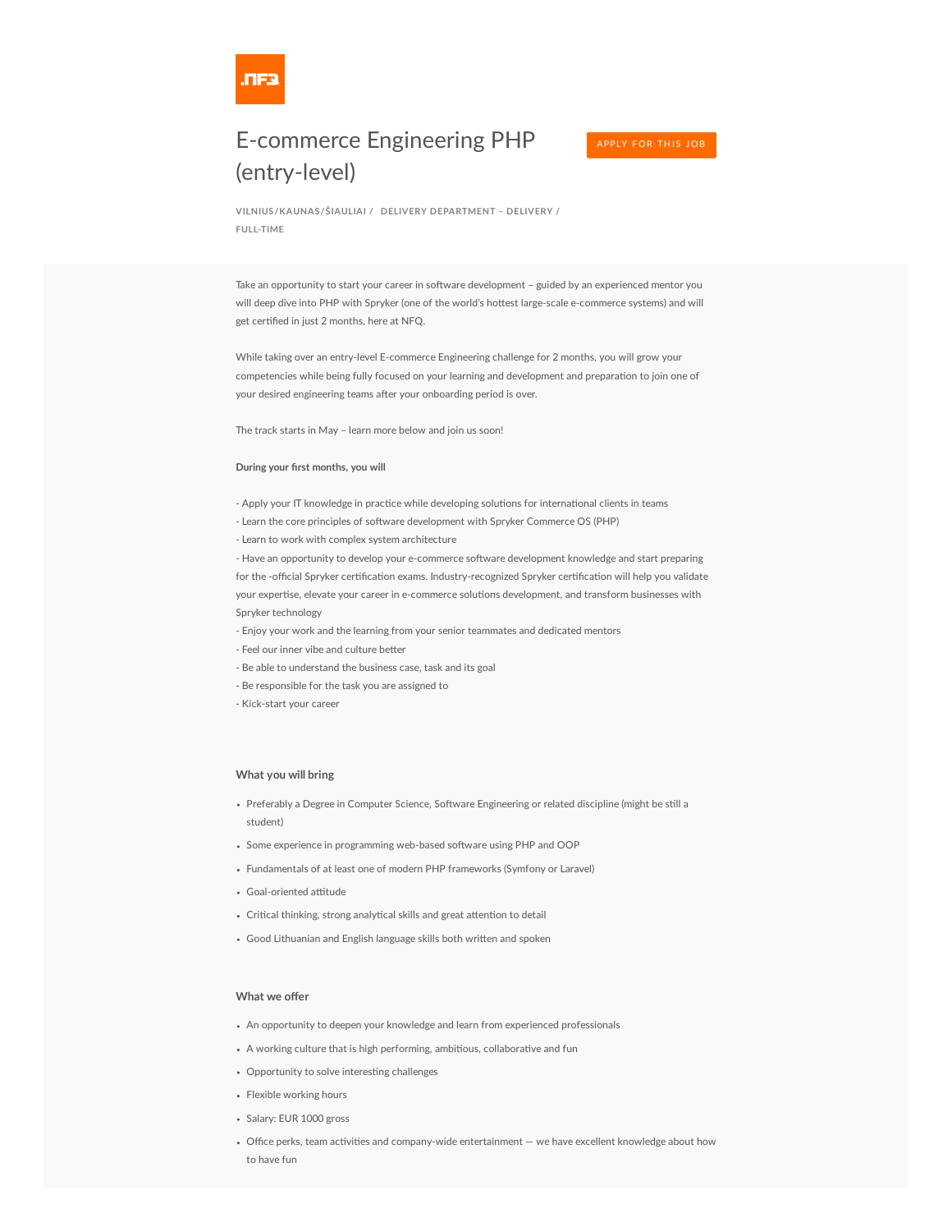.NFQ

# E-commerce Engineering PHP (entry-level)

APPLY FOR THIS JOB

VILNIUS/KAUNAS/ŠIAULIAI / DELIVERY DEPARTMENT – DELIVERY / FULL-TIME

Take an opportunity to start your career in software development – guided by an experienced mentor you will deep dive into PHP with Spryker (one of the world's hottest large-scale e-commerce systems) and will get certified in just 2 months, here at NFQ.

While taking over an entry-level E-commerce Engineering challenge for 2 months, you will grow your competencies while being fully focused on your learning and development and preparation to join one of your desired engineering teams after your onboarding period is over.

The track starts in May – learn more below and join us soon!

**During your first months, you will**

- Apply your IT knowledge in practice while developing solutions for international clients in teams
- Learn the core principles of software development with Spryker Commerce OS (PHP)
- Learn to work with complex system architecture
- Have an opportunity to develop your e-commerce software development knowledge and start preparing for the -official Spryker certification exams. Industry-recognized Spryker certification will help you validate your expertise, elevate your career in e-commerce solutions development, and transform businesses with Spryker technology
- Enjoy your work and the learning from your senior teammates and dedicated mentors
- Feel our inner vibe and culture better
- Be able to understand the business case, task and its goal
- Be responsible for the task you are assigned to
- Kick-start your career

### What you will bring

- Preferably a Degree in Computer Science, Software Engineering or related discipline (might be still a student)
- Some experience in programming web-based software using PHP and OOP
- Fundamentals of at least one of modern PHP frameworks (Symfony or Laravel)
- Goal-oriented attitude
- Critical thinking, strong analytical skills and great attention to detail
- Good Lithuanian and English language skills both written and spoken

### What we offer

- An opportunity to deepen your knowledge and learn from experienced professionals
- A working culture that is high performing, ambitious, collaborative and fun
- Opportunity to solve interesting challenges
- Flexible working hours
- Salary: EUR 1000 gross
- Office perks, team activities and company-wide entertainment — we have excellent knowledge about how to have fun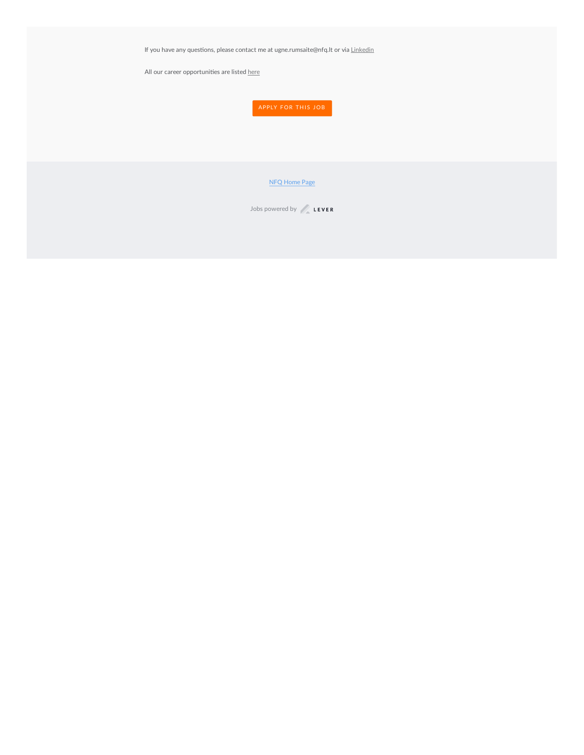If you have any questions, please contact me at ugne.rumsaite@nfq.lt or via Linkedin

All our career opportunities are listed here

APPLY FOR THIS JOB

NFQ Home Page

Jobs powered by LEVER